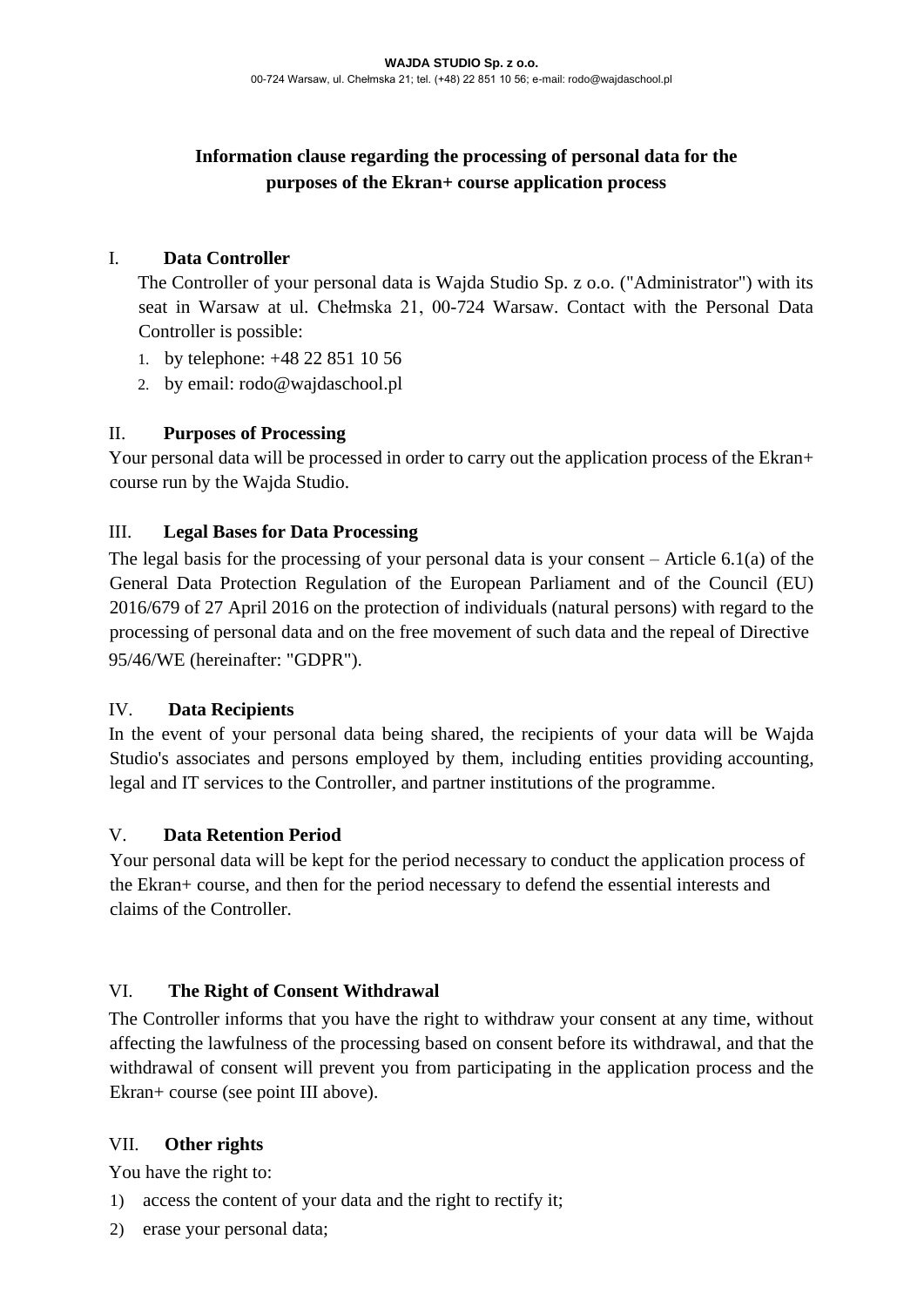**WAJDA STUDIO Sp. z o.o.**

00-724 Warsaw, ul. Chełmska 21; tel. (+48) 22 851 10 56; e-mail: rodo@wajdaschool.pl

# Information clause regarding the processing of personal data for the purposes of the Ekran+ course application process

## I. Data Controller

The Controller of your personal data is Wajda Studio Sp. z o.o. ("Administrator") with its seat in Warsaw at ul. Chełmska 21, 00-724 Warsaw. Contact with the Personal Data Controller is possible:

1. by telephone: +48 22 851 10 56
2. by email: rodo@wajdaschool.pl

## II. Purposes of Processing

Your personal data will be processed in order to carry out the application process of the Ekran+ course run by the Wajda Studio.

## III. Legal Bases for Data Processing

The legal basis for the processing of your personal data is your consent – Article 6.1(a) of the General Data Protection Regulation of the European Parliament and of the Council (EU) 2016/679 of 27 April 2016 on the protection of individuals (natural persons) with regard to the processing of personal data and on the free movement of such data and the repeal of Directive 95/46/WE (hereinafter: "GDPR").

## IV. Data Recipients

In the event of your personal data being shared, the recipients of your data will be Wajda Studio's associates and persons employed by them, including entities providing accounting, legal and IT services to the Controller, and partner institutions of the programme.

## V. Data Retention Period

Your personal data will be kept for the period necessary to conduct the application process of the Ekran+ course, and then for the period necessary to defend the essential interests and claims of the Controller.

## VI. The Right of Consent Withdrawal

The Controller informs that you have the right to withdraw your consent at any time, without affecting the lawfulness of the processing based on consent before its withdrawal, and that the withdrawal of consent will prevent you from participating in the application process and the Ekran+ course (see point III above).

## VII. Other rights

You have the right to:

1) access the content of your data and the right to rectify it;
2) erase your personal data;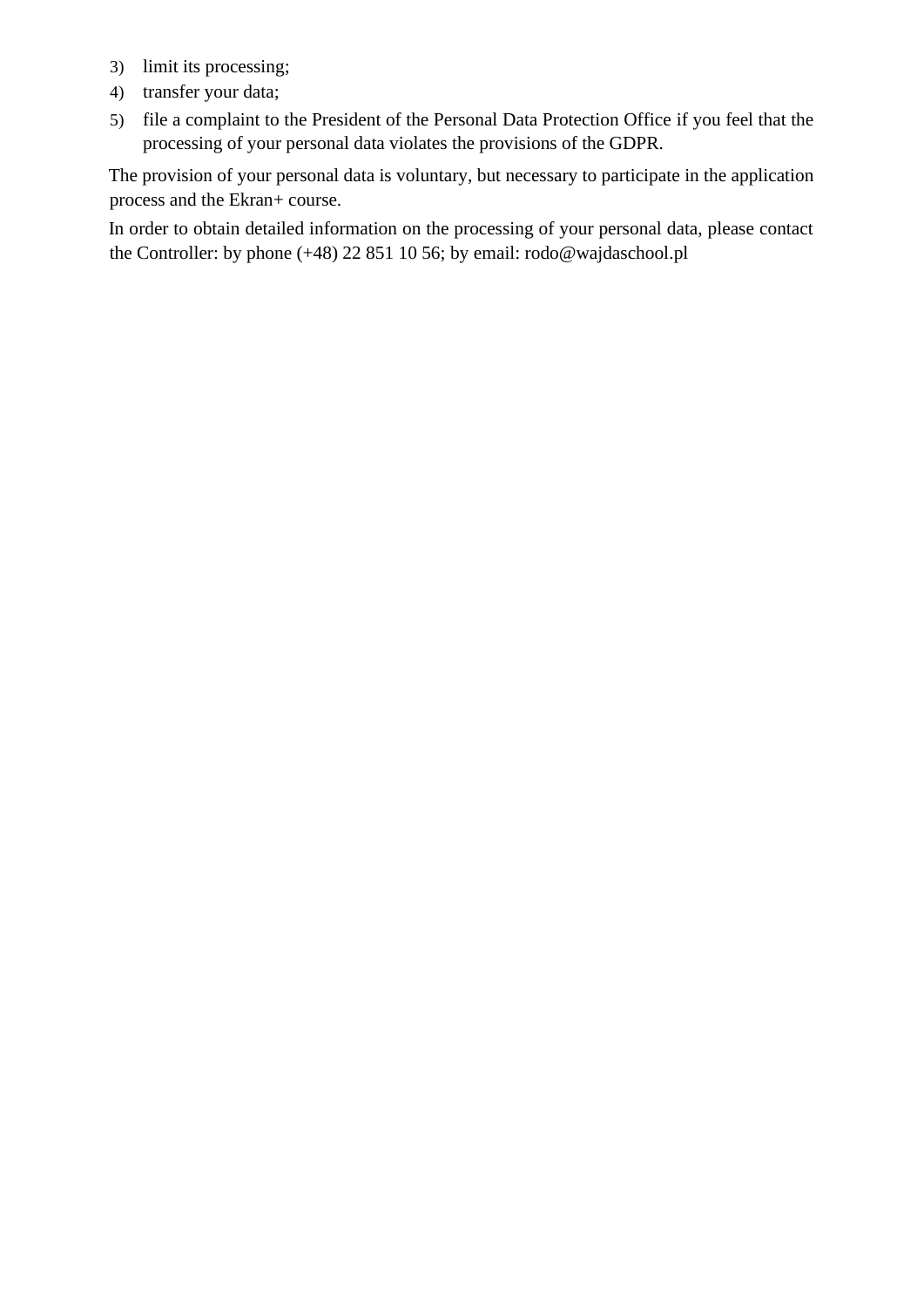3) limit its processing;
4) transfer your data;
5) file a complaint to the President of the Personal Data Protection Office if you feel that the processing of your personal data violates the provisions of the GDPR.

The provision of your personal data is voluntary, but necessary to participate in the application process and the Ekran+ course.

In order to obtain detailed information on the processing of your personal data, please contact the Controller: by phone (+48) 22 851 10 56; by email: rodo@wajdaschool.pl